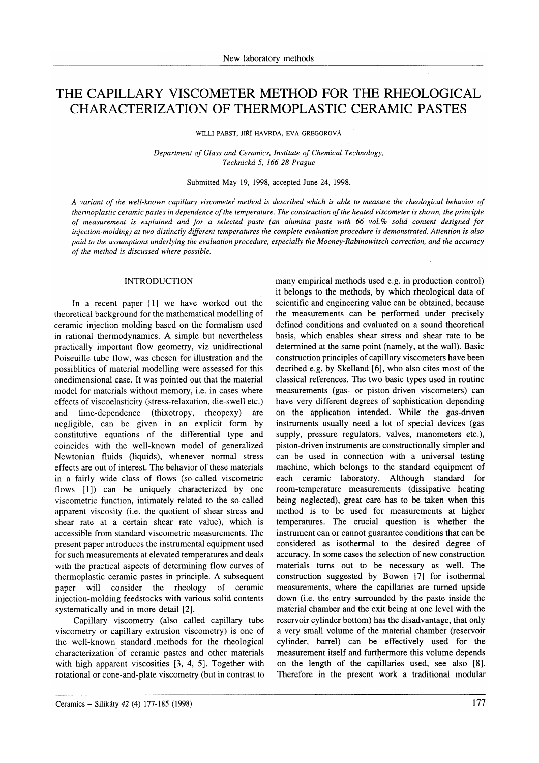# THE CAPILLARY VISCOMETER METHOD FOR THE RHEOLOGICAL CHARACTERIZATION OF THERMOPLASTIC CERAMIC PASTES

WILLI PABST, JIŘÍ HAVRDA, EVA GREGOROVÁ

*Department of Glass and Ceramics, Institute of Chemical Technology, Technická 5, 166 28 Prague*

Submitted May 19, 1998, accepted June 24, 1998.

*A variant of the well-known capillary viscometer method is described which is able to measure the rheological behavior of thermoplastic ceramic pastes in dependence of the temperature. The construction of the heated viscometer is shown, the principle of measurement is explained and for a selected paste (an alumina paste with 66 vol.% solid content designed for injection-molding) at two distinctly different temperatures the complete evaluation procedure is demonstrated. Attention is also paid to the assumptions underlying the evaluation procedure, especially the Mooney-Rabinowitsch correction, and the accuracy of the method is discussed where possible.*

## INTRODUCTION

In a recent paper [1] we have worked out the theoretical background for the mathematical modelling of ceramic injection molding based on the formalism used in rational thermodynamics. A simple but nevertheless practically important flow geometry, viz unidirectional Poiseuille tube flow, was chosen for illustration and the possiblities of material modelling were assessed for this onedimensional case. It was pointed out that the material model for materials without memory, i.e. in cases where effects of viscoelasticity (stress-relaxation, die-swell etc.) and time-dependence (thixotropy, rheopexy) are negligible, can be given in an explicit form by constitutive equations of the differential type and coincides with the well-known model of generalized Newtonian fluids (liquids), whenever normal stress effects are out of interest. The behavior of these materials in a fairly wide class of flows (so-called viscometric flows [1]) can be uniquely characterized by one viscometric function, intimately related to the so-called apparent viscosity (i.e. the quotient of shear stress and shear rate at a certain shear rate value), which is accessible from standard viscometric measurements. The present paper introduces the instrumental equipment used for such measurements at elevated temperatures and deals with the practical aspects of determining flow curves of thermoplastic ceramic pastes in principle. A subsequent paper will consider the rheology of ceramic injection-molding feedstocks with various solid contents systematically and in more detail [2].

Capillary viscometry (also called capillary tube viscometry or capillary extrusion viscometry) is one of the well-known standard methods for the rheological characterization of ceramic pastes and other materials with high apparent viscosities [3, 4, 5]. Together with rotational or cone-and-plate viscometry (but in contrast to many empirical methods used e.g. in production control) it belongs to the methods, by which rheological data of scientific and engineering value can be obtained, because the measurements can be performed under precisely defined conditions and evaluated on a sound theoretical basis, which enables shear stress and shear rate to be determined at the same point (namely, at the wall). Basic construction principles of capillary viscometers have been decribed e.g. by Skelland [6], who also cites most of the classical references. The two basic types used in routine measurements (gas- or piston-driven viscometers) can have very different degrees of sophistication depending on the application intended. While the gas-driven instruments usually need a lot of special devices (gas supply, pressure regulators, valves, manometers etc.), piston-driven instruments are constructionally simpler and can be used in connection with a universal testing machine, which belongs to the standard equipment of each ceramic laboratory. Although standard for room-temperature measurements (dissipative heating being neglected), great care has to be taken when this method is to be used for measurements at higher temperatures. The crucial question is whether the instrument can or cannot guarantee conditions that can be considered as isothermal to the desired degree of accuracy. In some cases the selection of new construction materials turns out to be necessary as well. The construction suggested by Bowen [7] for isothermal measurements, where the capillaries are turned upside down (i.e. the entry surrounded by the paste inside the material chamber and the exit being at one level with the reservoir cylinder bottom) has the disadvantage, that only a very small volume of the material chamber (reservoir cylinder, barrel) can be effectively used for the measurement itself and furthermore this volume depends on the length of the capillaries used, see also [8]. Therefore in the present work a traditional modular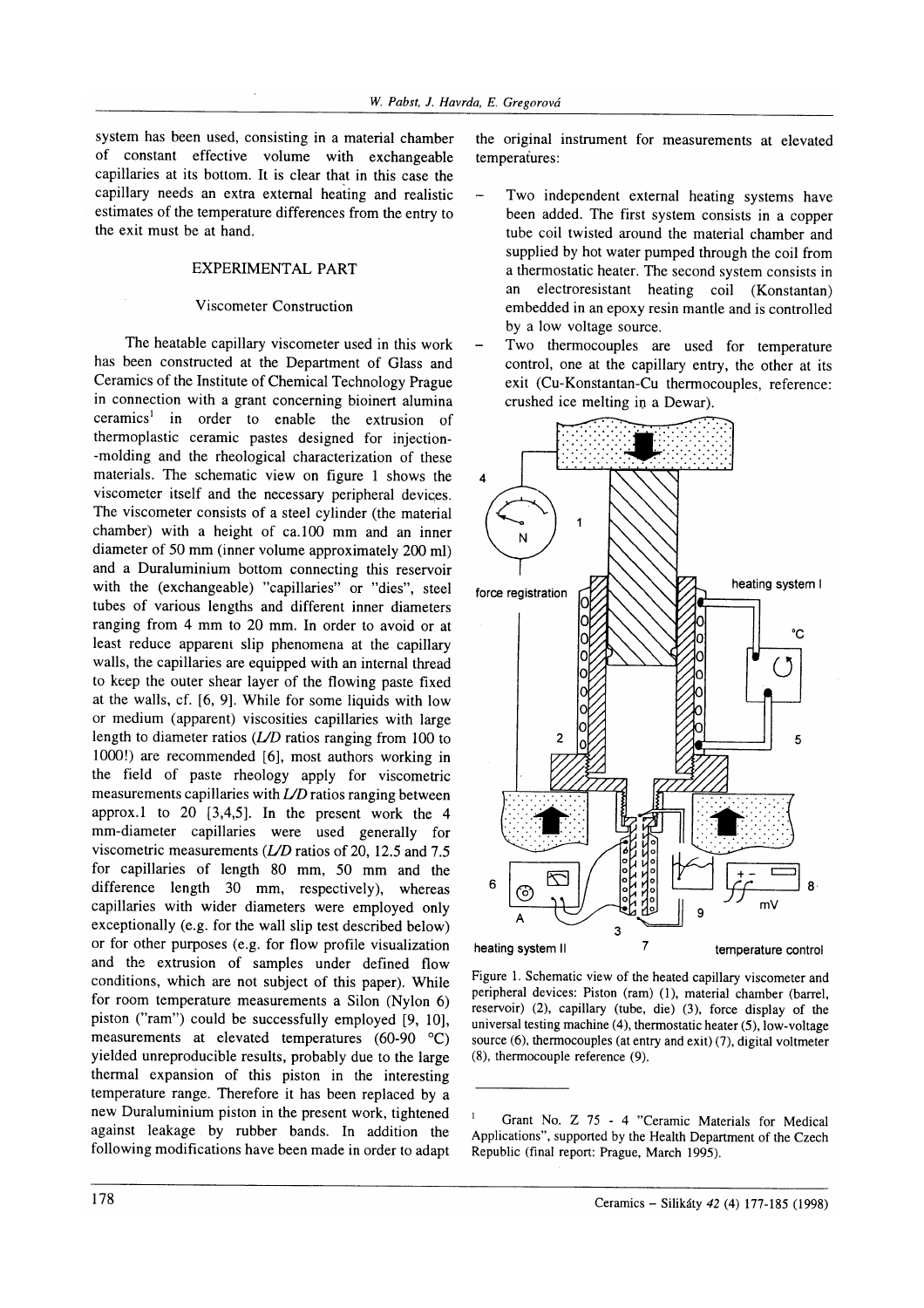system has been used, consisting in a material chamber of constant effective volume with exchangeable capillaries at its bottom. It is clear that in this case the capillary needs an extra external heating and realistic estimates of the temperature differences from the entry to the exit must be at hand.

## EXPERIMENTAL PART

### Viscometer Construction

The heatable capillary viscometer used in this work has been constructed at the Department of Glass and Ceramics of the Institute of Chemical Technology Prague in connection with a grant concerning bioinert alumina ceramics[1] in order to enable the extrusion of thermoplastic ceramic pastes designed for injection-molding and the rheological characterization of these materials. The schematic view on figure 1 shows the viscometer itself and the necessary peripheral devices. The viscometer consists of a steel cylinder (the material chamber) with a height of ca.100 mm and an inner diameter of 50 mm (inner volume approximately 200 ml) and a Duraluminium bottom connecting this reservoir with the (exchangeable) "capillaries" or "dies", steel tubes of various lengths and different inner diameters ranging from 4 mm to 20 mm. In order to avoid or at least reduce apparent slip phenomena at the capillary walls, the capillaries are equipped with an internal thread to keep the outer shear layer of the flowing paste fixed at the walls, cf. [6, 9]. While for some liquids with low or medium (apparent) viscosities capillaries with large length to diameter ratios (*L/D* ratios ranging from 100 to 1000!) are recommended [6], most authors working in the field of paste rheology apply for viscometric measurements capillaries with *L/D* ratios ranging between approx.1 to 20 [3,4,5]. In the present work the 4 mm-diameter capillaries were used generally for viscometric measurements (*L/D* ratios of 20, 12.5 and 7.5 for capillaries of length 80 mm, 50 mm and the difference length 30 mm, respectively), whereas capillaries with wider diameters were employed only exceptionally (e.g. for the wall slip test described below) or for other purposes (e.g. for flow profile visualization and the extrusion of samples under defined flow conditions, which are not subject of this paper). While for room temperature measurements a Silon (Nylon 6) piston ("ram") could be successfully employed [9, 10], measurements at elevated temperatures (60-90 °C) yielded unreproducible results, probably due to the large thermal expansion of this piston in the interesting temperature range. Therefore it has been replaced by a new Duraluminium piston in the present work, tightened against leakage by rubber bands. In addition the following modifications have been made in order to adapt the original instrument for measurements at elevated temperatures:

- Two independent external heating systems have been added. The first system consists in a copper tube coil twisted around the material chamber and supplied by hot water pumped through the coil from a thermostatic heater. The second system consists in an electroresistant heating coil (Konstantan) embedded in an epoxy resin mantle and is controlled by a low voltage source.
- Two thermocouples are used for temperature control, one at the capillary entry, the other at its exit (Cu-Konstantan-Cu thermocouples, reference: crushed ice melting in a Dewar).

Figure 1. Schematic view of the heated capillary viscometer and peripheral devices: Piston (ram) (1), material chamber (barrel, reservoir) (2), capillary (tube, die) (3), force display of the universal testing machine (4), thermostatic heater (5), low-voltage source (6), thermocouples (at entry and exit) (7), digital voltmeter (8), thermocouple reference (9).

[1] Grant No. Z 75 - 4 "Ceramic Materials for Medical Applications", supported by the Health Department of the Czech Republic (final report: Prague, March 1995).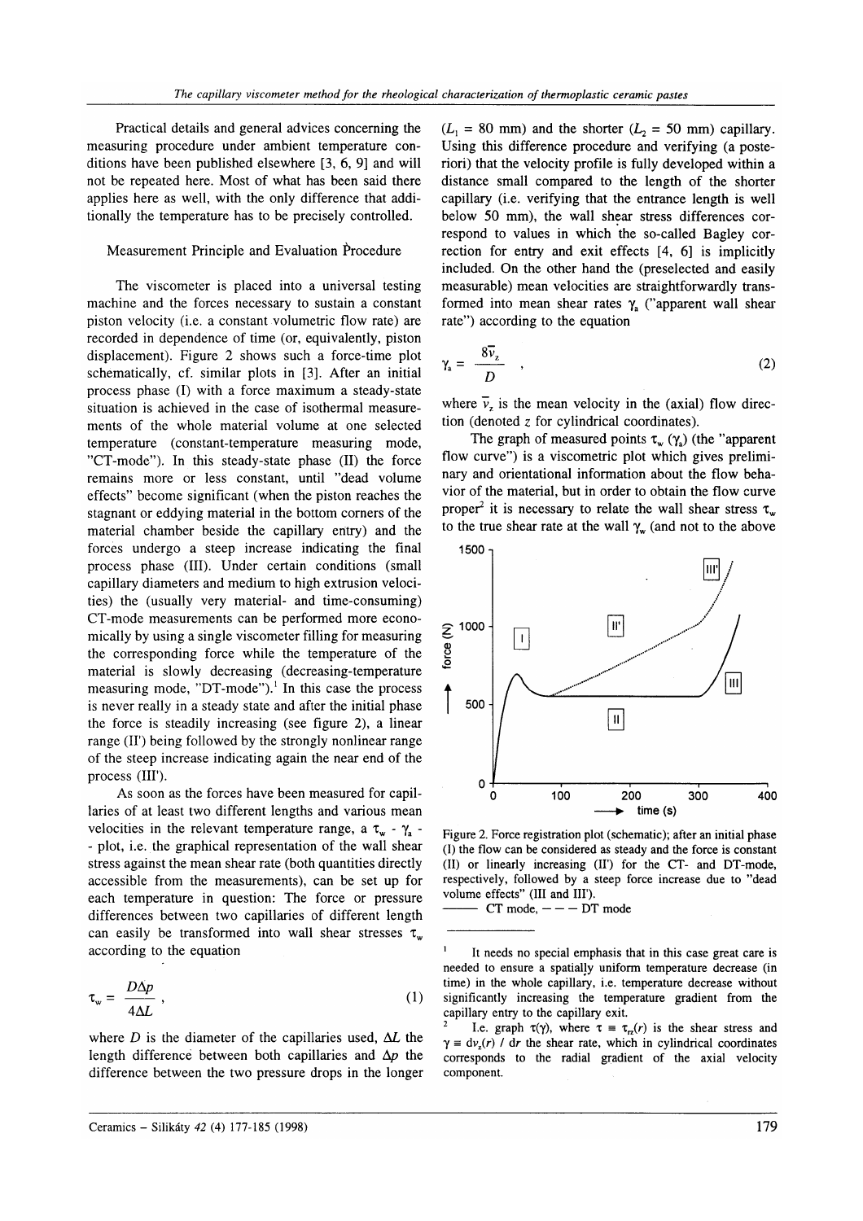Practical details and general advices concerning the measuring procedure under ambient temperature conditions have been published elsewhere [3, 6, 9] and will not be repeated here. Most of what has been said there applies here as well, with the only difference that additionally the temperature has to be precisely controlled.

## Measurement Principle and Evaluation Procedure

The viscometer is placed into a universal testing machine and the forces necessary to sustain a constant piston velocity (i.e. a constant volumetric flow rate) are recorded in dependence of time (or, equivalently, piston displacement). Figure 2 shows such a force-time plot schematically, cf. similar plots in [3]. After an initial process phase (I) with a force maximum a steady-state situation is achieved in the case of isothermal measurements of the whole material volume at one selected temperature (constant-temperature measuring mode, "CT-mode"). In this steady-state phase (II) the force remains more or less constant, until "dead volume effects" become significant (when the piston reaches the stagnant or eddying material in the bottom corners of the material chamber beside the capillary entry) and the forces undergo a steep increase indicating the final process phase (III). Under certain conditions (small capillary diameters and medium to high extrusion velocities) the (usually very material- and time-consuming) CT-mode measurements can be performed more economically by using a single viscometer filling for measuring the corresponding force while the temperature of the material is slowly decreasing (decreasing-temperature measuring mode, "DT-mode").[1] In this case the process is never really in a steady state and after the initial phase the force is steadily increasing (see figure 2), a linear range (II') being followed by the strongly nonlinear range of the steep increase indicating again the near end of the process (III').

As soon as the forces have been measured for capillaries of at least two different lengths and various mean velocities in the relevant temperature range, a $\tau_w$ - $\gamma_a$ - plot, i.e. the graphical representation of the wall shear stress against the mean shear rate (both quantities directly accessible from the measurements), can be set up for each temperature in question: The force or pressure differences between two capillaries of different length can easily be transformed into wall shear stresses $\tau_w$ according to the equation

$$\tau_w = \frac{D \Delta p}{4 \Delta L}, \tag{1}$$

where $D$ is the diameter of the capillaries used, $\Delta L$ the length difference between both capillaries and $\Delta p$ the difference between the two pressure drops in the longer ($L_1$ = 80 mm) and the shorter ($L_2$ = 50 mm) capillary. Using this difference procedure and verifying (a posteriori) that the velocity profile is fully developed within a distance small compared to the length of the shorter capillary (i.e. verifying that the entrance length is well below 50 mm), the wall shear stress differences correspond to values in which the so-called Bagley correction for entry and exit effects [4, 6] is implicitly included. On the other hand the (preselected and easily measurable) mean velocities are straightforwardly transformed into mean shear rates $\gamma_a$ ("apparent wall shear rate") according to the equation

$$\gamma_a = \frac{8 \bar{v}_z}{D}, \tag{2}$$

where $\bar{v}_z$ is the mean velocity in the (axial) flow direction (denoted $z$ for cylindrical coordinates).

The graph of measured points $\tau_w(\gamma_a)$ (the "apparent flow curve") is a viscometric plot which gives preliminary and orientational information about the flow behavior of the material, but in order to obtain the flow curve proper[2] it is necessary to relate the wall shear stress $\tau_w$ to the true shear rate at the wall $\gamma_w$ (and not to the above

Figure 2. Force registration plot (schematic); after an initial phase (I) the flow can be considered as steady and the force is constant (II) or linearly increasing (II') for the CT- and DT-mode, respectively, followed by a steep force increase due to "dead volume effects" (III and III').
—— CT mode, – – – DT mode

[1] It needs no special emphasis that in this case great care is needed to ensure a spatially uniform temperature decrease (in time) in the whole capillary, i.e. temperature decrease without significantly increasing the temperature gradient from the capillary entry to the capillary exit.

[2] I.e. graph $\tau(\gamma)$, where $\tau \equiv \tau_{rz}(r)$ is the shear stress and $\gamma \equiv dv_z(r) / dr$ the shear rate, which in cylindrical coordinates corresponds to the radial gradient of the axial velocity component.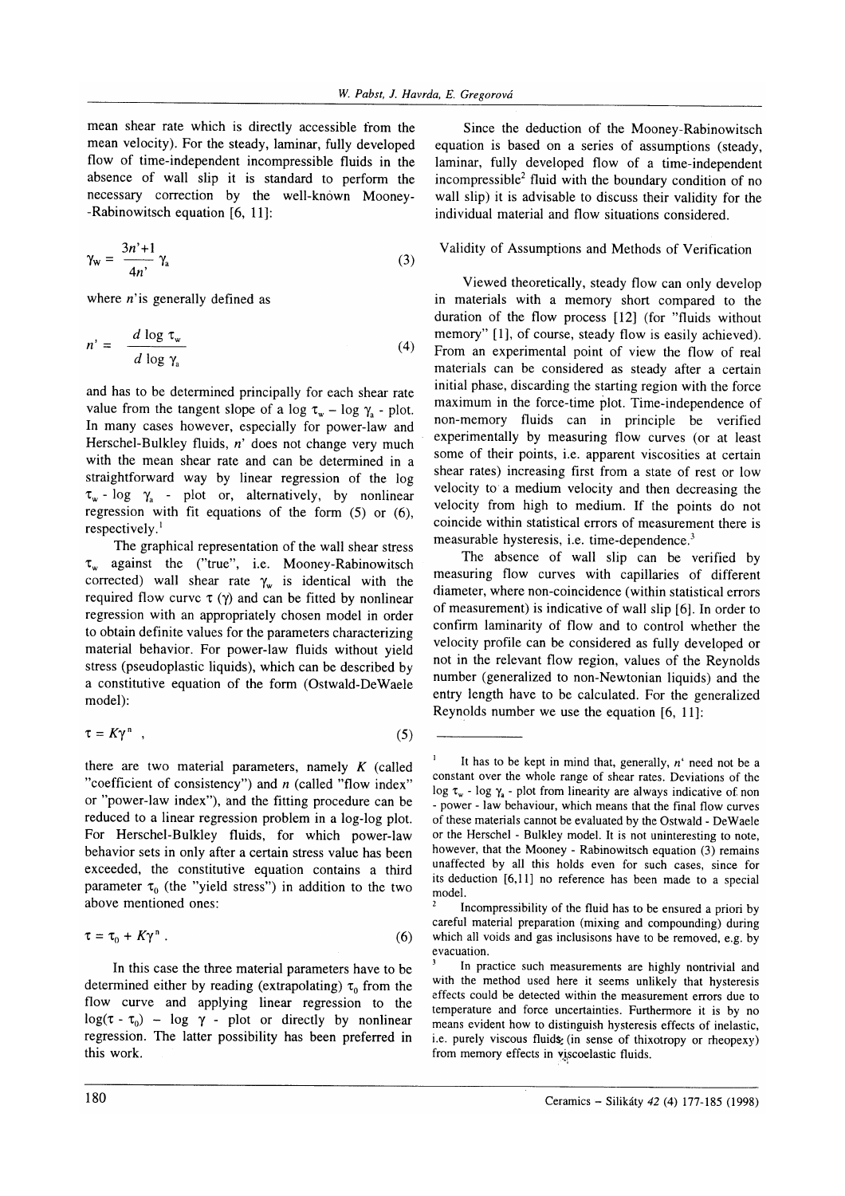mean shear rate which is directly accessible from the mean velocity). For the steady, laminar, fully developed flow of time-independent incompressible fluids in the absence of wall slip it is standard to perform the necessary correction by the well-known Mooney-Rabinowitsch equation [6, 11]:

$$\gamma_w = \frac{3n'+1}{4n'} \gamma_a \tag{3}$$

where $n'$ is generally defined as

$$n' = \frac{d \log \tau_w}{d \log \gamma_a} \tag{4}$$

and has to be determined principally for each shear rate value from the tangent slope of a $\log \tau_w - \log \gamma_a$ - plot. In many cases however, especially for power-law and Herschel-Bulkley fluids, $n'$ does not change very much with the mean shear rate and can be determined in a straightforward way by linear regression of the $\log \tau_w$ - $\log \gamma_a$ - plot or, alternatively, by nonlinear regression with fit equations of the form (5) or (6), respectively.[1]

The graphical representation of the wall shear stress $\tau_w$ against the ("true", i.e. Mooney-Rabinowitsch corrected) wall shear rate $\gamma_w$ is identical with the required flow curve $\tau (\gamma)$ and can be fitted by nonlinear regression with an appropriately chosen model in order to obtain definite values for the parameters characterizing material behavior. For power-law fluids without yield stress (pseudoplastic liquids), which can be described by a constitutive equation of the form (Ostwald-DeWaele model):

$$\tau = K\gamma^n \ , \tag{5}$$

there are two material parameters, namely $K$ (called "coefficient of consistency") and $n$ (called "flow index" or "power-law index"), and the fitting procedure can be reduced to a linear regression problem in a log-log plot. For Herschel-Bulkley fluids, for which power-law behavior sets in only after a certain stress value has been exceeded, the constitutive equation contains a third parameter $\tau_0$ (the "yield stress") in addition to the two above mentioned ones:

$$\tau = \tau_0 + K\gamma^n \ . \tag{6}$$

In this case the three material parameters have to be determined either by reading (extrapolating) $\tau_0$ from the flow curve and applying linear regression to the $\log(\tau - \tau_0)$ – $\log \gamma$ - plot or directly by nonlinear regression. The latter possibility has been preferred in this work.

Since the deduction of the Mooney-Rabinowitsch equation is based on a series of assumptions (steady, laminar, fully developed flow of a time-independent incompressible[2] fluid with the boundary condition of no wall slip) it is advisable to discuss their validity for the individual material and flow situations considered.

## Validity of Assumptions and Methods of Verification

Viewed theoretically, steady flow can only develop in materials with a memory short compared to the duration of the flow process [12] (for "fluids without memory" [1], of course, steady flow is easily achieved). From an experimental point of view the flow of real materials can be considered as steady after a certain initial phase, discarding the starting region with the force maximum in the force-time plot. Time-independence of non-memory fluids can in principle be verified experimentally by measuring flow curves (or at least some of their points, i.e. apparent viscosities at certain shear rates) increasing first from a state of rest or low velocity to a medium velocity and then decreasing the velocity from high to medium. If the points do not coincide within statistical errors of measurement there is measurable hysteresis, i.e. time-dependence.[3]

The absence of wall slip can be verified by measuring flow curves with capillaries of different diameter, where non-coincidence (within statistical errors of measurement) is indicative of wall slip [6]. In order to confirm laminarity of flow and to control whether the velocity profile can be considered as fully developed or not in the relevant flow region, values of the Reynolds number (generalized to non-Newtonian liquids) and the entry length have to be calculated. For the generalized Reynolds number we use the equation [6, 11]:

---

[1] It has to be kept in mind that, generally, $n'$ need not be a constant over the whole range of shear rates. Deviations of the $\log \tau_w$ - $\log \gamma_a$ - plot from linearity are always indicative of non - power - law behaviour, which means that the final flow curves of these materials cannot be evaluated by the Ostwald - DeWaele or the Herschel - Bulkley model. It is not uninteresting to note, however, that the Mooney - Rabinowitsch equation (3) remains unaffected by all this holds even for such cases, since for its deduction [6,11] no reference has been made to a special model.

[2] Incompressibility of the fluid has to be ensured a priori by careful material preparation (mixing and compounding) during which all voids and gas inclusisons have to be removed, e.g. by evacuation.

[3] In practice such measurements are highly nontrivial and with the method used here it seems unlikely that hysteresis effects could be detected within the measurement errors due to temperature and force uncertainties. Furthermore it is by no means evident how to distinguish hysteresis effects of inelastic, i.e. purely viscous fluids (in sense of thixotropy or rheopexy) from memory effects in viscoelastic fluids.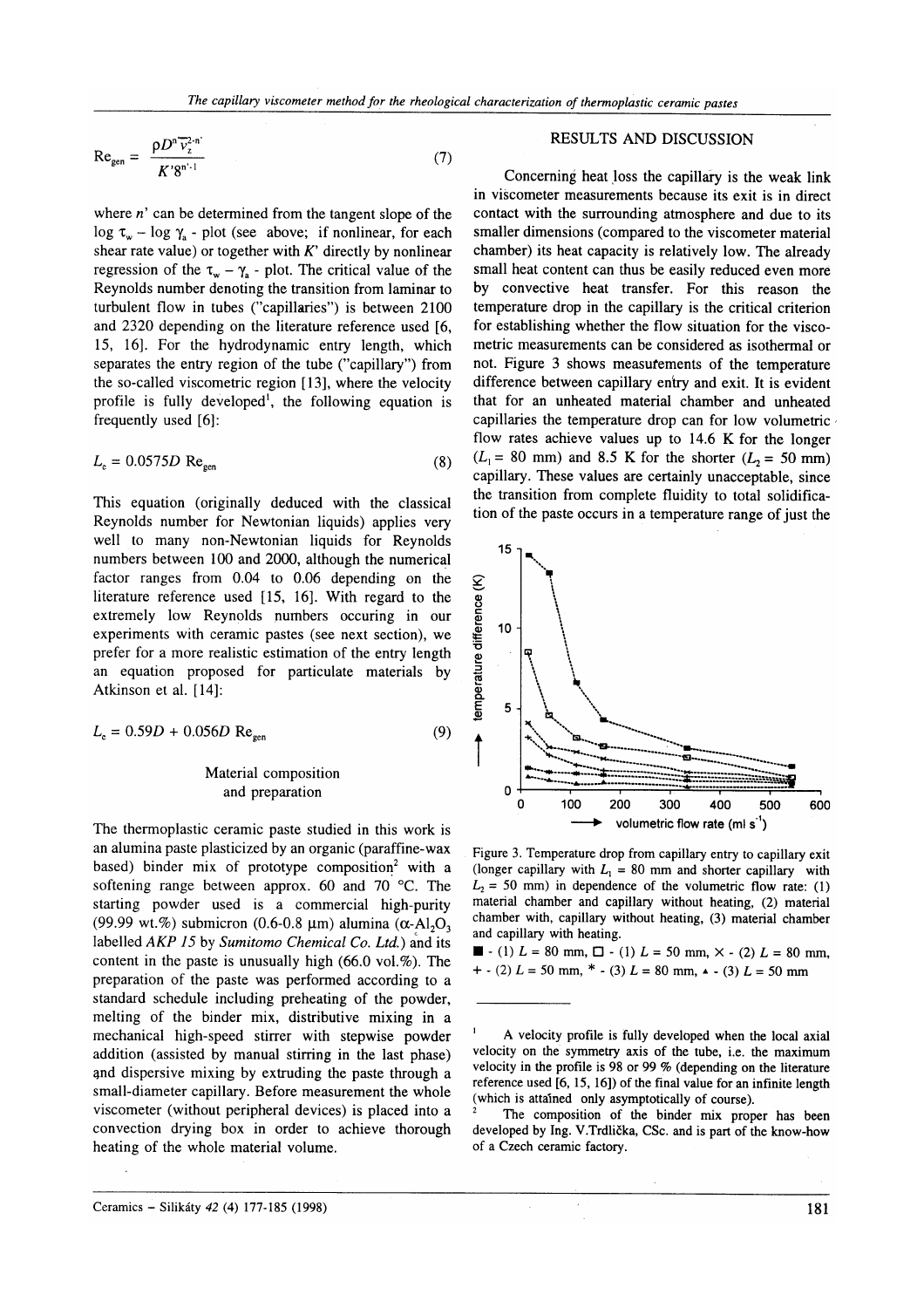$$\mathrm{Re}_{gen} = \frac{\rho D^{n'} \overline{v}_z^{2-n'}}{K' 8^{n'-1}} \tag{7}$$

where $n'$ can be determined from the tangent slope of the $\log \tau_w - \log \gamma_a$ - plot (see above; if nonlinear, for each shear rate value) or together with $K'$ directly by nonlinear regression of the $\tau_w - \gamma_a$ - plot. The critical value of the Reynolds number denoting the transition from laminar to turbulent flow in tubes ("capillaries") is between 2100 and 2320 depending on the literature reference used [6, 15, 16]. For the hydrodynamic entry length, which separates the entry region of the tube ("capillary") from the so-called viscometric region [13], where the velocity profile is fully developed[1], the following equation is frequently used [6]:

$$L_e = 0.0575 D \,\mathrm{Re}_{gen} \tag{8}$$

This equation (originally deduced with the classical Reynolds number for Newtonian liquids) applies very well to many non-Newtonian liquids for Reynolds numbers between 100 and 2000, although the numerical factor ranges from 0.04 to 0.06 depending on the literature reference used [15, 16]. With regard to the extremely low Reynolds numbers occuring in our experiments with ceramic pastes (see next section), we prefer for a more realistic estimation of the entry length an equation proposed for particulate materials by Atkinson et al. [14]:

$$L_e = 0.59 D + 0.056 D \,\mathrm{Re}_{gen} \tag{9}$$

## Material composition and preparation

The thermoplastic ceramic paste studied in this work is an alumina paste plasticized by an organic (paraffine-wax based) binder mix of prototype composition[2] with a softening range between approx. 60 and 70 °C. The starting powder used is a commercial high-purity (99.99 wt.%) submicron (0.6-0.8 μm) alumina ($\alpha$-$Al_2O_3$ labelled *AKP 15* by *Sumitomo Chemical Co. Ltd.*) and its content in the paste is unusually high (66.0 vol.%). The preparation of the paste was performed according to a standard schedule including preheating of the powder, melting of the binder mix, distributive mixing in a mechanical high-speed stirrer with stepwise powder addition (assisted by manual stirring in the last phase) and dispersive mixing by extruding the paste through a small-diameter capillary. Before measurement the whole viscometer (without peripheral devices) is placed into a convection drying box in order to achieve thorough heating of the whole material volume.

## RESULTS AND DISCUSSION

Concerning heat loss the capillary is the weak link in viscometer measurements because its exit is in direct contact with the surrounding atmosphere and due to its smaller dimensions (compared to the viscometer material chamber) its heat capacity is relatively low. The already small heat content can thus be easily reduced even more by convective heat transfer. For this reason the temperature drop in the capillary is the critical criterion for establishing whether the flow situation for the viscometric measurements can be considered as isothermal or not. Figure 3 shows measurements of the temperature difference between capillary entry and exit. It is evident that for an unheated material chamber and unheated capillaries the temperature drop can for low volumetric flow rates achieve values up to 14.6 K for the longer ($L_1$ = 80 mm) and 8.5 K for the shorter ($L_2$ = 50 mm) capillary. These values are certainly unacceptable, since the transition from complete fluidity to total solidification of the paste occurs in a temperature range of just the

Figure 3. Temperature drop from capillary entry to capillary exit (longer capillary with $L_1$ = 80 mm and shorter capillary with $L_2$ = 50 mm) in dependence of the volumetric flow rate: (1) material chamber and capillary without heating, (2) material chamber with, capillary without heating, (3) material chamber and capillary with heating.
■ - (1) $L$ = 80 mm, □ - (1) $L$ = 50 mm, × - (2) $L$ = 80 mm, + - (2) $L$ = 50 mm, * - (3) $L$ = 80 mm, ▲ - (3) $L$ = 50 mm

---

[1] A velocity profile is fully developed when the local axial velocity on the symmetry axis of the tube, i.e. the maximum velocity in the profile is 98 or 99 % (depending on the literature reference used [6, 15, 16]) of the final value for an infinite length (which is attained only asymptotically of course).

[2] The composition of the binder mix proper has been developed by Ing. V.Trdlička, CSc. and is part of the know-how of a Czech ceramic factory.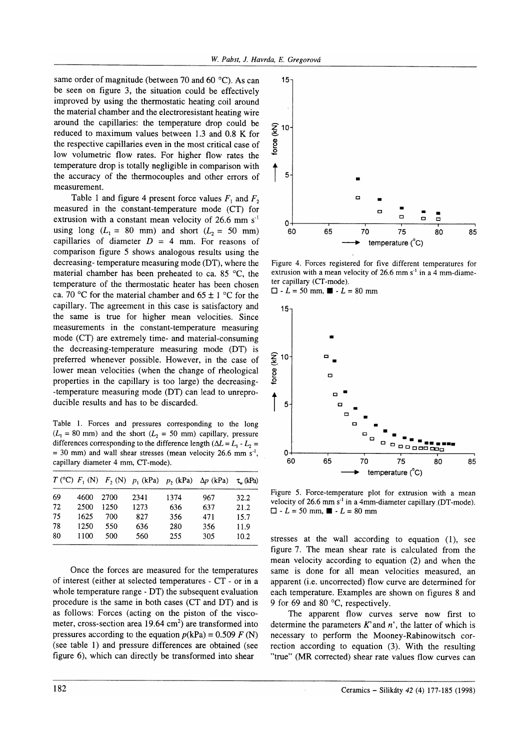same order of magnitude (between 70 and 60 °C). As can be seen on figure 3, the situation could be effectively improved by using the thermostatic heating coil around the material chamber and the electroresistant heating wire around the capillaries: the temperature drop could be reduced to maximum values between 1.3 and 0.8 K for the respective capillaries even in the most critical case of low volumetric flow rates. For higher flow rates the temperature drop is totally negligible in comparison with the accuracy of the thermocouples and other errors of measurement.

Table 1 and figure 4 present force values $F_1$ and $F_2$ measured in the constant-temperature mode (CT) for extrusion with a constant mean velocity of 26.6 mm s$^{-1}$ using long ($L_1$ = 80 mm) and short ($L_2$ = 50 mm) capillaries of diameter $D$ = 4 mm. For reasons of comparison figure 5 shows analogous results using the decreasing-temperature measuring mode (DT), where the material chamber has been preheated to ca. 85 °C, the temperature of the thermostatic heater has been chosen ca. 70 °C for the material chamber and 65 ± 1 °C for the capillary. The agreement in this case is satisfactory and the same is true for higher mean velocities. Since measurements in the constant-temperature measuring mode (CT) are extremely time- and material-consuming the decreasing-temperature measuring mode (DT) is preferred whenever possible. However, in the case of lower mean velocities (when the change of rheological properties in the capillary is too large) the decreasing-temperature measuring mode (DT) can lead to unreproducible results and has to be discarded.

Table 1. Forces and pressures corresponding to the long ($L_1$ = 80 mm) and the short ($L_2$ = 50 mm) capillary, pressure differences corresponding to the difference length ($\Delta L = L_1 - L_2$ = 30 mm) and wall shear stresses (mean velocity 26.6 mm s$^{-1}$, capillary diameter 4 mm, CT-mode).

| $T$ (°C) | $F_1$ (N) | $F_2$ (N) | $p_1$ (kPa) | $p_2$ (kPa) | $\Delta p$ (kPa) | $\tau_w$ (kPa) |
|---|---|---|---|---|---|---|
| 69 | 4600 | 2700 | 2341 | 1374 | 967 | 32.2 |
| 72 | 2500 | 1250 | 1273 | 636 | 637 | 21.2 |
| 75 | 1625 | 700 | 827 | 356 | 471 | 15.7 |
| 78 | 1250 | 550 | 636 | 280 | 356 | 11.9 |
| 80 | 1100 | 500 | 560 | 255 | 305 | 10.2 |

Once the forces are measured for the temperatures of interest (either at selected temperatures - CT - or in a whole temperature range - DT) the subsequent evaluation procedure is the same in both cases (CT and DT) and is as follows: Forces (acting on the piston of the viscometer, cross-section area 19.64 cm$^2$) are transformed into pressures according to the equation $p$(kPa) = 0.509 $F$ (N) (see table 1) and pressure differences are obtained (see figure 6), which can directly be transformed into shear stresses at the wall according to equation (1), see figure 7. The mean shear rate is calculated from the mean velocity according to equation (2) and when the same is done for all mean velocities measured, an apparent (i.e. uncorrected) flow curve are determined for each temperature. Examples are shown on figures 8 and 9 for 69 and 80 °C, respectively.

Figure 4. Forces registered for five different temperatures for extrusion with a mean velocity of 26.6 mm s$^{-1}$ in a 4 mm-diameter capillary (CT-mode).
□ - $L$ = 50 mm, ■ - $L$ = 80 mm

Figure 5. Force-temperature plot for extrusion with a mean velocity of 26.6 mm s$^{-1}$ in a 4mm-diameter capillary (DT-mode).
□ - $L$ = 50 mm, ■ - $L$ = 80 mm

The apparent flow curves serve now first to determine the parameters $K'$ and $n'$, the latter of which is necessary to perform the Mooney-Rabinowitsch correction according to equation (3). With the resulting "true" (MR corrected) shear rate values flow curves can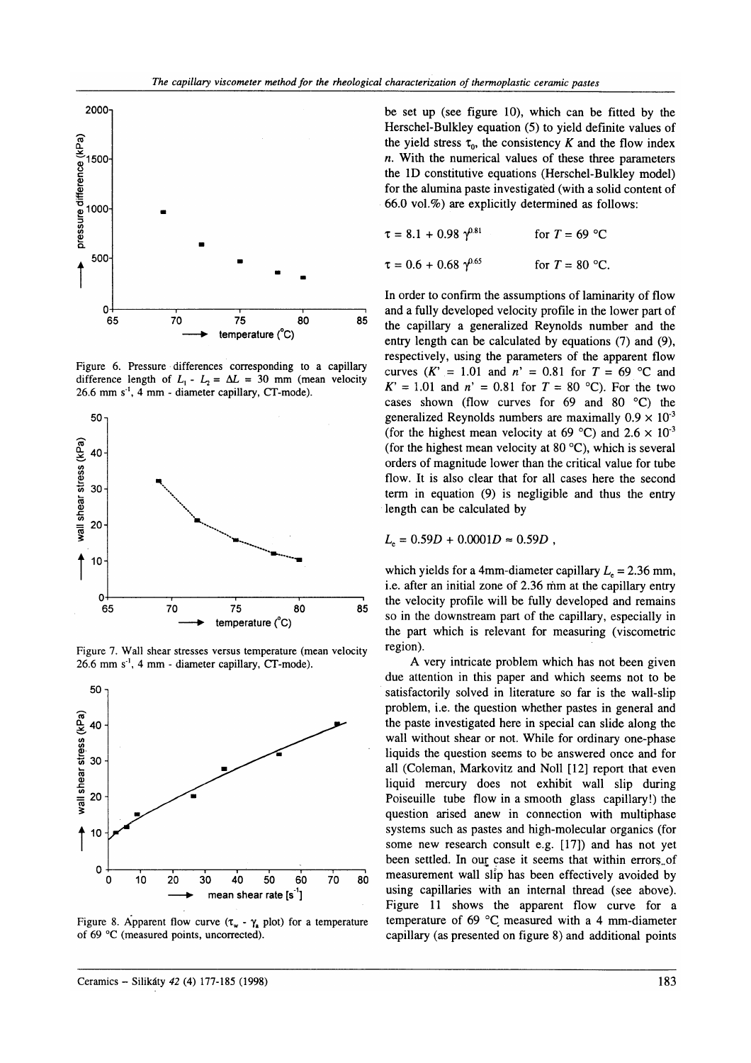Figure 6. Pressure differences corresponding to a capillary difference length of $L_1 - L_2 = \Delta L = 30$ mm (mean velocity 26.6 mm s$^{-1}$, 4 mm - diameter capillary, CT-mode).

Figure 7. Wall shear stresses versus temperature (mean velocity 26.6 mm s$^{-1}$, 4 mm - diameter capillary, CT-mode).

Figure 8. Apparent flow curve ($\tau_w$ - $\dot{\gamma}_a$ plot) for a temperature of 69 °C (measured points, uncorrected).

be set up (see figure 10), which can be fitted by the Herschel-Bulkley equation (5) to yield definite values of the yield stress $\tau_0$, the consistency $K$ and the flow index $n$. With the numerical values of these three parameters the 1D constitutive equations (Herschel-Bulkley model) for the alumina paste investigated (with a solid content of 66.0 vol.%) are explicitly determined as follows:

$$\tau = 8.1 + 0.98\ \dot{\gamma}^{0.81} \qquad \text{for } T = 69\ °\text{C}$$

$$\tau = 0.6 + 0.68\ \dot{\gamma}^{0.65} \qquad \text{for } T = 80\ °\text{C}.$$

In order to confirm the assumptions of laminarity of flow and a fully developed velocity profile in the lower part of the capillary a generalized Reynolds number and the entry length can be calculated by equations (7) and (9), respectively, using the parameters of the apparent flow curves ($K' = 1.01$ and $n' = 0.81$ for $T = 69$ °C and $K' = 1.01$ and $n' = 0.81$ for $T = 80$ °C). For the two cases shown (flow curves for 69 and 80 °C) the generalized Reynolds numbers are maximally $0.9 \times 10^{-3}$ (for the highest mean velocity at 69 °C) and $2.6 \times 10^{-3}$ (for the highest mean velocity at 80 °C), which is several orders of magnitude lower than the critical value for tube flow. It is also clear that for all cases here the second term in equation (9) is negligible and thus the entry length can be calculated by

$$L_e = 0.59D + 0.0001D \approx 0.59D\ ,$$

which yields for a 4mm-diameter capillary $L_e = 2.36$ mm, i.e. after an initial zone of 2.36 mm at the capillary entry the velocity profile will be fully developed and remains so in the downstream part of the capillary, especially in the part which is relevant for measuring (viscometric region).

A very intricate problem which has not been given due attention in this paper and which seems not to be satisfactorily solved in literature so far is the wall-slip problem, i.e. the question whether pastes in general and the paste investigated here in special can slide along the wall without shear or not. While for ordinary one-phase liquids the question seems to be answered once and for all (Coleman, Markovitz and Noll [12] report that even liquid mercury does not exhibit wall slip during Poiseuille tube flow in a smooth glass capillary!) the question arised anew in connection with multiphase systems such as pastes and high-molecular organics (for some new research consult e.g. [17]) and has not yet been settled. In our case it seems that within errors of measurement wall slip has been effectively avoided by using capillaries with an internal thread (see above). Figure 11 shows the apparent flow curve for a temperature of 69 °C measured with a 4 mm-diameter capillary (as presented on figure 8) and additional points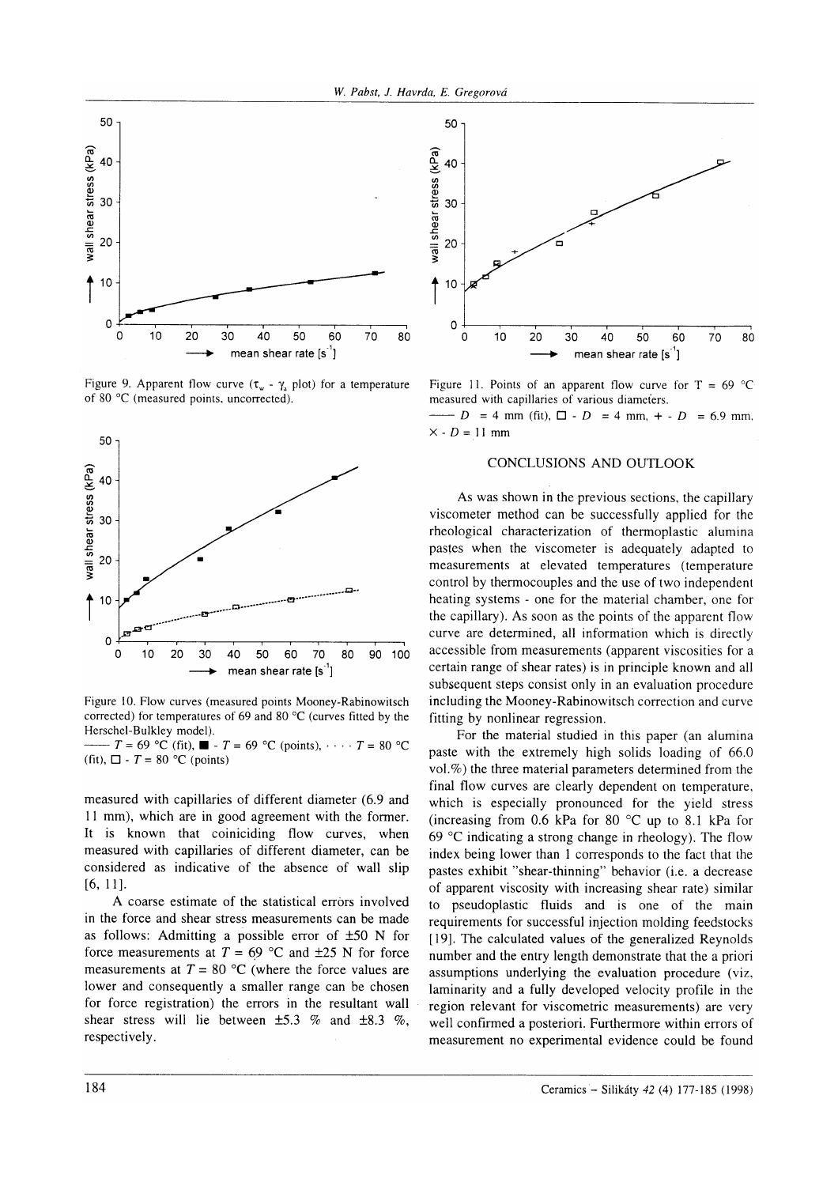Figure 9. Apparent flow curve ($\tau_w$ - $\gamma_a$ plot) for a temperature of 80 °C (measured points, uncorrected).

Figure 10. Flow curves (measured points Mooney-Rabinowitsch corrected) for temperatures of 69 and 80 °C (curves fitted by the Herschel-Bulkley model).
—— $T$ = 69 °C (fit), ■ - $T$ = 69 °C (points), · · · · $T$ = 80 °C (fit), □ - $T$ = 80 °C (points)

measured with capillaries of different diameter (6.9 and 11 mm), which are in good agreement with the former. It is known that coiniciding flow curves, when measured with capillaries of different diameter, can be considered as indicative of the absence of wall slip [6, 11].

A coarse estimate of the statistical errors involved in the force and shear stress measurements can be made as follows: Admitting a possible error of ±50 N for force measurements at $T$ = 69 °C and ±25 N for force measurements at $T$ = 80 °C (where the force values are lower and consequently a smaller range can be chosen for force registration) the errors in the resultant wall shear stress will lie between ±5.3 % and ±8.3 %, respectively.

Figure 11. Points of an apparent flow curve for T = 69 °C measured with capillaries of various diameters.
—— $D$ = 4 mm (fit), □ - $D$ = 4 mm, + - $D$ = 6.9 mm, × - $D$ = 11 mm

## CONCLUSIONS AND OUTLOOK

As was shown in the previous sections, the capillary viscometer method can be successfully applied for the rheological characterization of thermoplastic alumina pastes when the viscometer is adequately adapted to measurements at elevated temperatures (temperature control by thermocouples and the use of two independent heating systems - one for the material chamber, one for the capillary). As soon as the points of the apparent flow curve are determined, all information which is directly accessible from measurements (apparent viscosities for a certain range of shear rates) is in principle known and all subsequent steps consist only in an evaluation procedure including the Mooney-Rabinowitsch correction and curve fitting by nonlinear regression.

For the material studied in this paper (an alumina paste with the extremely high solids loading of 66.0 vol.%) the three material parameters determined from the final flow curves are clearly dependent on temperature, which is especially pronounced for the yield stress (increasing from 0.6 kPa for 80 °C up to 8.1 kPa for 69 °C indicating a strong change in rheology). The flow index being lower than 1 corresponds to the fact that the pastes exhibit "shear-thinning" behavior (i.e. a decrease of apparent viscosity with increasing shear rate) similar to pseudoplastic fluids and is one of the main requirements for successful injection molding feedstocks [19]. The calculated values of the generalized Reynolds number and the entry length demonstrate that the a priori assumptions underlying the evaluation procedure (viz. laminarity and a fully developed velocity profile in the region relevant for viscometric measurements) are very well confirmed a posteriori. Furthermore within errors of measurement no experimental evidence could be found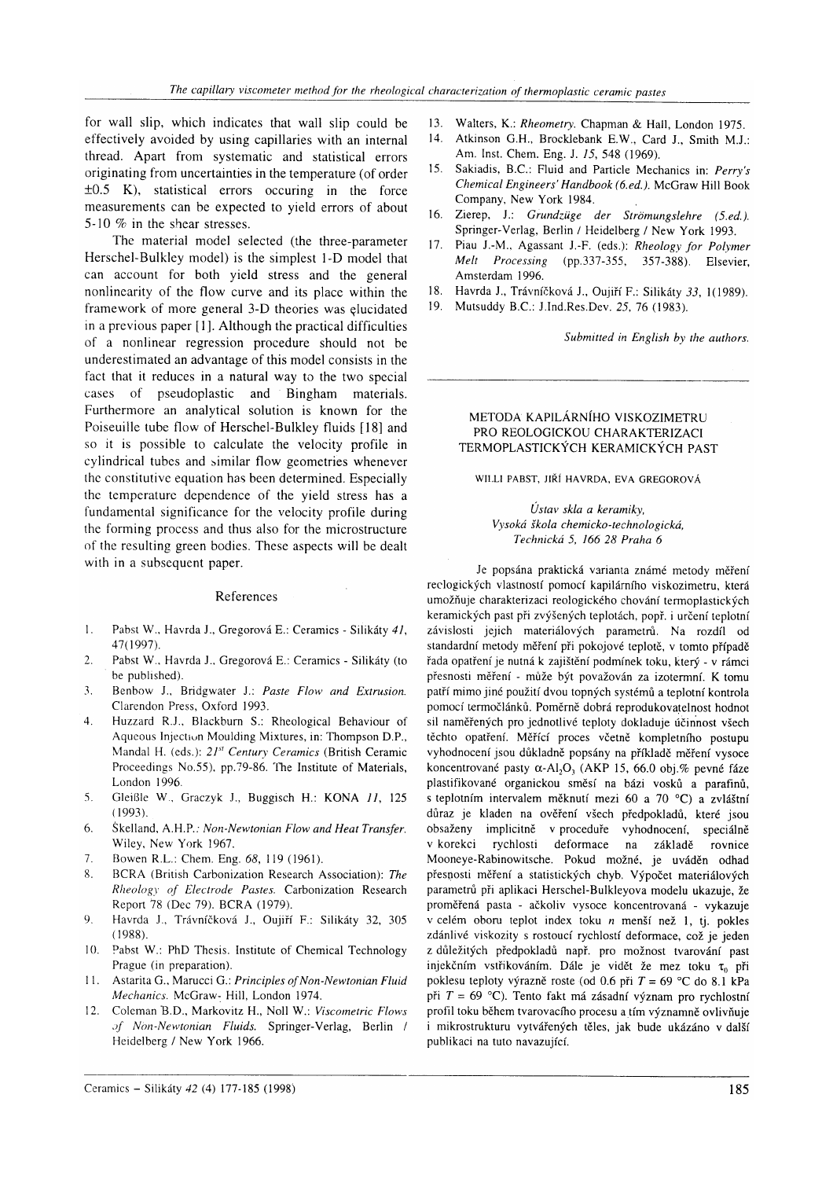for wall slip, which indicates that wall slip could be effectively avoided by using capillaries with an internal thread. Apart from systematic and statistical errors originating from uncertainties in the temperature (of order ±0.5 K), statistical errors occuring in the force measurements can be expected to yield errors of about 5-10 % in the shear stresses.

The material model selected (the three-parameter Herschel-Bulkley model) is the simplest 1-D model that can account for both yield stress and the general nonlinearity of the flow curve and its place within the framework of more general 3-D theories was elucidated in a previous paper [1]. Although the practical difficulties of a nonlinear regression procedure should not be underestimated an advantage of this model consists in the fact that it reduces in a natural way to the two special cases of pseudoplastic and Bingham materials. Furthermore an analytical solution is known for the Poiseuille tube flow of Herschel-Bulkley fluids [18] and so it is possible to calculate the velocity profile in cylindrical tubes and similar flow geometries whenever the constitutive equation has been determined. Especially the temperature dependence of the yield stress has a fundamental significance for the velocity profile during the forming process and thus also for the microstructure of the resulting green bodies. These aspects will be dealt with in a subsequent paper.

## References

1. Pabst W., Havrda J., Gregorová E.: Ceramics - Silikáty *41*, 47(1997).
2. Pabst W., Havrda J., Gregorová E.: Ceramics - Silikáty (to be published).
3. Benbow J., Bridgwater J.: *Paste Flow and Extrusion.* Clarendon Press, Oxford 1993.
4. Huzzard R.J., Blackburn S.: Rheological Behaviour of Aqueous Injection Moulding Mixtures, in: Thompson D.P., Mandal H. (eds.): *21st Century Ceramics* (British Ceramic Proceedings No.55), pp.79-86. The Institute of Materials, London 1996.
5. Gleißle W., Graczyk J., Buggisch H.: KONA *11*, 125 (1993).
6. Škelland, A.H.P.: *Non-Newtonian Flow and Heat Transfer.* Wiley, New York 1967.
7. Bowen R.L.: Chem. Eng. *68*, 119 (1961).
8. BCRA (British Carbonization Research Association): *The Rheology of Electrode Pastes.* Carbonization Research Report 78 (Dec 79). BCRA (1979).
9. Havrda J., Trávníčková J., Oujiří F.: Silikáty 32, 305 (1988).
10. Pabst W.: PhD Thesis. Institute of Chemical Technology Prague (in preparation).
11. Astarita G., Marucci G.: *Principles of Non-Newtonian Fluid Mechanics.* McGraw- Hill, London 1974.
12. Coleman B.D., Markovitz H., Noll W.: *Viscometric Flows of Non-Newtonian Fluids.* Springer-Verlag, Berlin / Heidelberg / New York 1966.
13. Walters, K.: *Rheometry.* Chapman & Hall, London 1975.
14. Atkinson G.H., Brocklebank E.W., Card J., Smith M.J.: Am. Inst. Chem. Eng. J. *15*, 548 (1969).
15. Sakiadis, B.C.: Fluid and Particle Mechanics in: *Perry's Chemical Engineers' Handbook (6.ed.).* McGraw Hill Book Company, New York 1984.
16. Zierep, J.: *Grundzüge der Strömungslehre (5.ed.).* Springer-Verlag, Berlin / Heidelberg / New York 1993.
17. Piau J.-M., Agassant J.-F. (eds.): *Rheology for Polymer Melt Processing* (pp.337-355, 357-388). Elsevier, Amsterdam 1996.
18. Havrda J., Trávníčková J., Oujiří F.: Silikáty *33*, 1(1989).
19. Mutsuddy B.C.: J.Ind.Res.Dev. *25*, 76 (1983).

*Submitted in English by the authors.*

## METODA KAPILÁRNÍHO VISKOZIMETRU PRO REOLOGICKOU CHARAKTERIZACI TERMOPLASTICKÝCH KERAMICKÝCH PAST

WILLI PABST, JIŘÍ HAVRDA, EVA GREGOROVÁ

*Ústav skla a keramiky,*
*Vysoká škola chemicko-technologická,*
*Technická 5, 166 28 Praha 6*

Je popsána praktická varianta známé metody měření reologických vlastností pomocí kapilárního viskozimetru, která umožňuje charakterizaci reologického chování termoplastických keramických past při zvýšených teplotách, popř. i určení teplotní závislosti jejich materiálových parametrů. Na rozdíl od standardní metody měření při pokojové teplotě, v tomto případě řada opatření je nutná k zajištění podmínek toku, který - v rámci přesnosti měření - může být považován za izotermní. K tomu patří mimo jiné použití dvou topných systémů a teplotní kontrola pomocí termočlánků. Poměrně dobrá reprodukovatelnost hodnot sil naměřených pro jednotlivé teploty dokladuje účinnost všech těchto opatření. Měřící proces včetně kompletního postupu vyhodnocení jsou důkladně popsány na příkladě měření vysoce koncentrované pasty $\alpha$-$Al_2O_3$ (AKP 15, 66.0 obj.% pevné fáze plastifikované organickou směsí na bázi vosků a parafinů, s teplotním intervalem měknutí mezi 60 a 70 °C) a zvláštní důraz je kladen na ověření všech předpokladů, které jsou obsaženy implicitně v proceduře vyhodnocení, speciálně v korekci rychlosti deformace na základě rovnice Mooneye-Rabinowitsche. Pokud možné, je uváděn odhad přesnosti měření a statistických chyb. Výpočet materiálových parametrů při aplikaci Herschel-Bulkleyova modelu ukazuje, že proměřená pasta - ačkoliv vysoce koncentrovaná - vykazuje v celém oboru teplot index toku $n$ menší než 1, tj. pokles zdánlivé viskozity s rostoucí rychlostí deformace, což je jeden z důležitých předpokladů např. pro možnost tvarování past injekčním vstřikováním. Dále je vidět že mez toku $\tau_0$ při poklesu teploty výrazně roste (od 0.6 při $T$ = 69 °C do 8.1 kPa při $T$ = 69 °C). Tento fakt má zásadní význam pro rychlostní profil toku během tvarovacího procesu a tím významně ovlivňuje i mikrostrukturu vytvářených těles, jak bude ukázáno v další publikaci na tuto navazující.